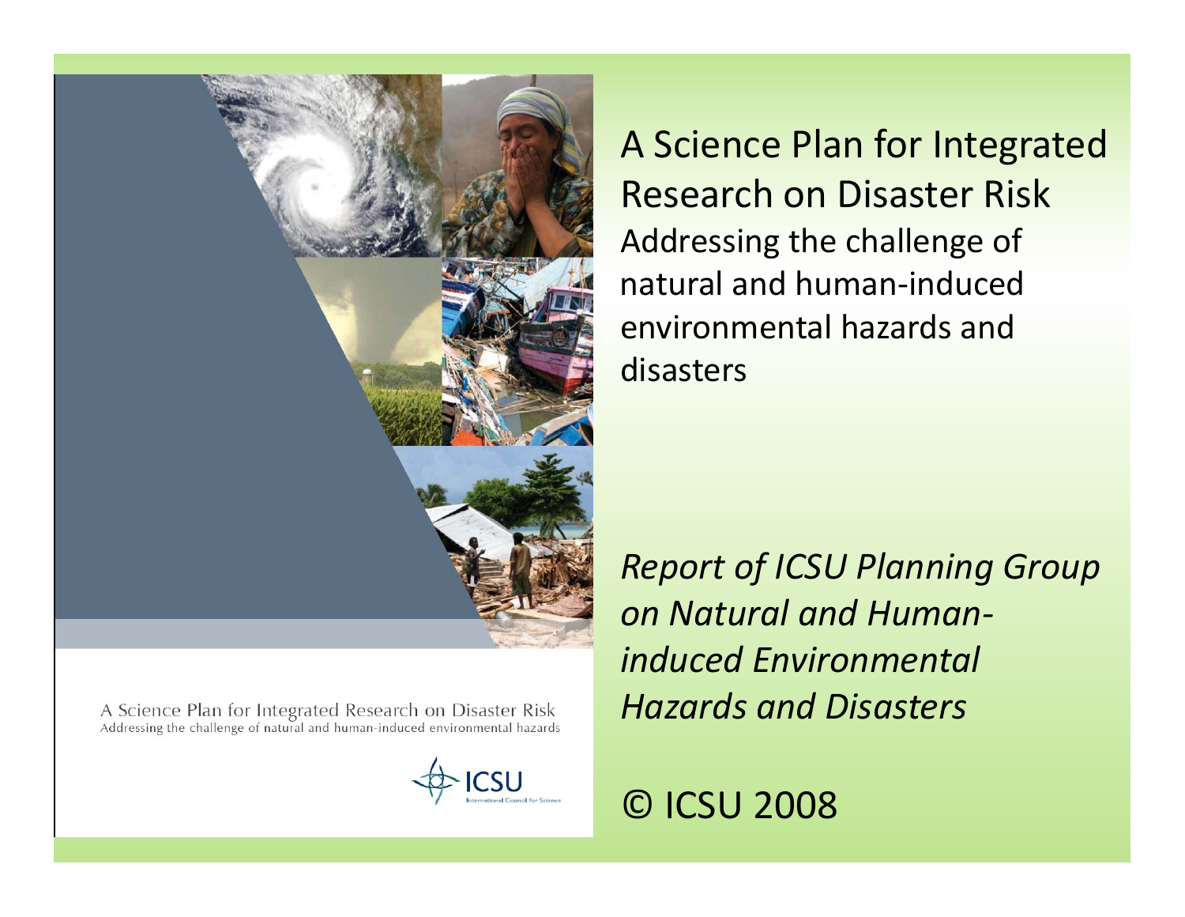# A Science Plan for Integrated Research on Disaster Risk

## Addressing the challenge of natural and human-induced environmental hazards and disasters

A Science Plan for Integrated Research on Disaster Risk
Addressing the challenge of natural and human-induced environmental hazards

ICSU
International Council for Science

*Report of ICSU Planning Group on Natural and Human-induced Environmental Hazards and Disasters*

© ICSU 2008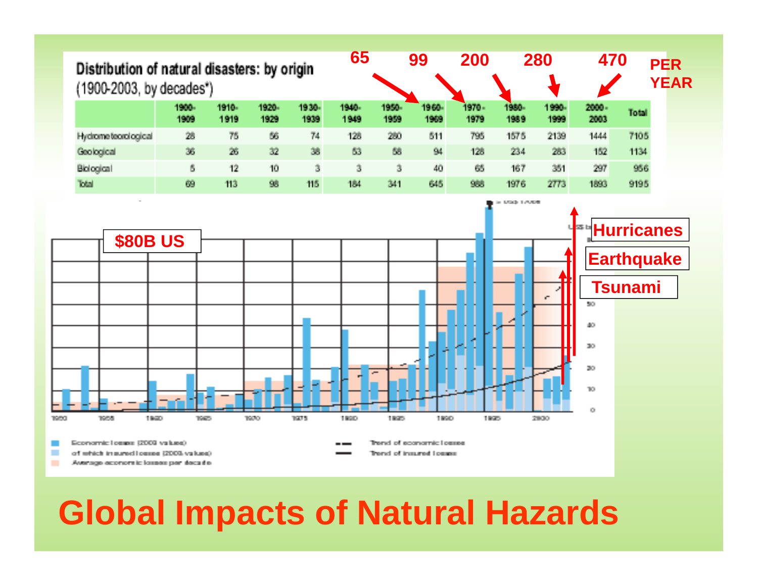**Distribution of natural disasters: by origin**
(1900-2003, by decades*)

| | 1900-1909 | 1910-1919 | 1920-1929 | 1930-1939 | 1940-1949 | 1950-1959 | 1960-1969 | 1970-1979 | 1980-1989 | 1990-1999 | 2000-2003 | Total |
|---|---|---|---|---|---|---|---|---|---|---|---|---|
| Hydrometeorological | 28 | 75 | 56 | 74 | 128 | 280 | 511 | 795 | 1575 | 2139 | 1444 | 7105 |
| Geological | 36 | 26 | 32 | 38 | 53 | 58 | 94 | 128 | 234 | 283 | 152 | 1134 |
| Biological | 5 | 12 | 10 | 3 | 3 | 3 | 40 | 65 | 167 | 351 | 297 | 956 |
| Total | 69 | 113 | 98 | 115 | 184 | 341 | 645 | 988 | 1976 | 2773 | 1893 | 9195 |

PER YEAR: 65 (1960-1969), 99 (1970-1979), 200 (1980-1989), 280 (1990-1999), 470 (2000-2003)

$80B US

Hurricanes

Earthquake

Tsunami

- Economic losses (2003 values)
- of which insured losses (2003 values)
- Average economic losses per decade
- Trend of economic losses
- Trend of insured losses

# Global Impacts of Natural Hazards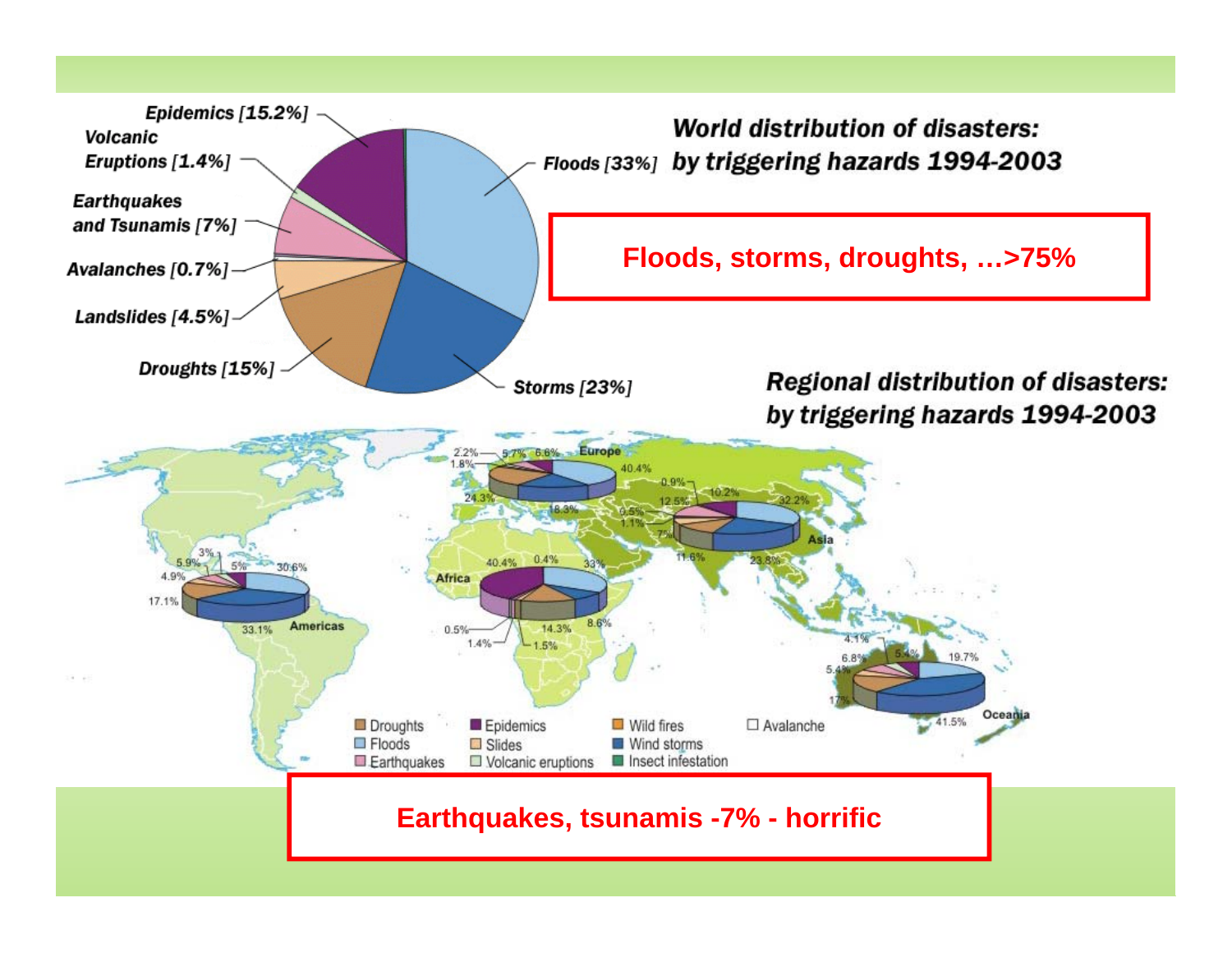## World distribution of disasters: by triggering hazards 1994-2003

Epidemics [15.2%]

Volcanic Eruptions [1.4%]

Earthquakes and Tsunamis [7%]

Avalanches [0.7%]

Landslides [4.5%]

Droughts [15%]

Storms [23%]

Floods [33%]

**Floods, storms, droughts, …>75%**

## Regional distribution of disasters: by triggering hazards 1994-2003

**Europe:** 2.2%, 1.8%, 5.7%, 6.6%, 40.4%, 24.3%, 18.3%

**Asia:** 0.9%, 10.2%, 12.5%, 32.2%, 0.5%, 1.1%, 7%, 11.6%, 23.8%

**Americas:** 3%, 1, 5.9%, 5%, 30.6%, 4.9%, 17.1%, 33.1%

**Africa:** 40.4%, 0.4%, 33%, 0.5%, 1.4%, 1.5%, 14.3%, 8.6%

**Oceania:** 4.1%, 6.8%, 5.4%, 5.4%, 19.7%, 17%, 41.5%

Legend: Droughts, Floods, Earthquakes, Epidemics, Slides, Volcanic eruptions, Wild fires, Wind storms, Insect infestation, Avalanche

**Earthquakes, tsunamis -7% - horrific**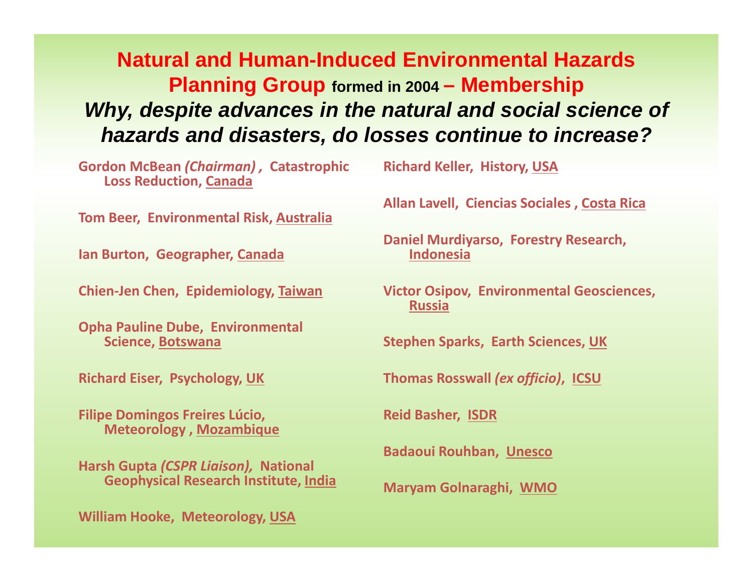# Natural and Human-Induced Environmental Hazards Planning Group formed in 2004 – Membership

***Why, despite advances in the natural and social science of hazards and disasters, do losses continue to increase?***

**Gordon McBean *(Chairman)*, Catastrophic Loss Reduction, Canada**

**Tom Beer, Environmental Risk, Australia**

**Ian Burton, Geographer, Canada**

**Chien-Jen Chen, Epidemiology, Taiwan**

**Opha Pauline Dube, Environmental Science, Botswana**

**Richard Eiser, Psychology, UK**

**Filipe Domingos Freires Lúcio, Meteorology, Mozambique**

**Harsh Gupta *(CSPR Liaison),* National Geophysical Research Institute, India**

**William Hooke, Meteorology, USA**

**Richard Keller, History, USA**

**Allan Lavell, Ciencias Sociales, Costa Rica**

**Daniel Murdiyarso, Forestry Research, Indonesia**

**Victor Osipov, Environmental Geosciences, Russia**

**Stephen Sparks, Earth Sciences, UK**

**Thomas Rosswall *(ex officio)*, ICSU**

**Reid Basher, ISDR**

**Badaoui Rouhban, Unesco**

**Maryam Golnaraghi, WMO**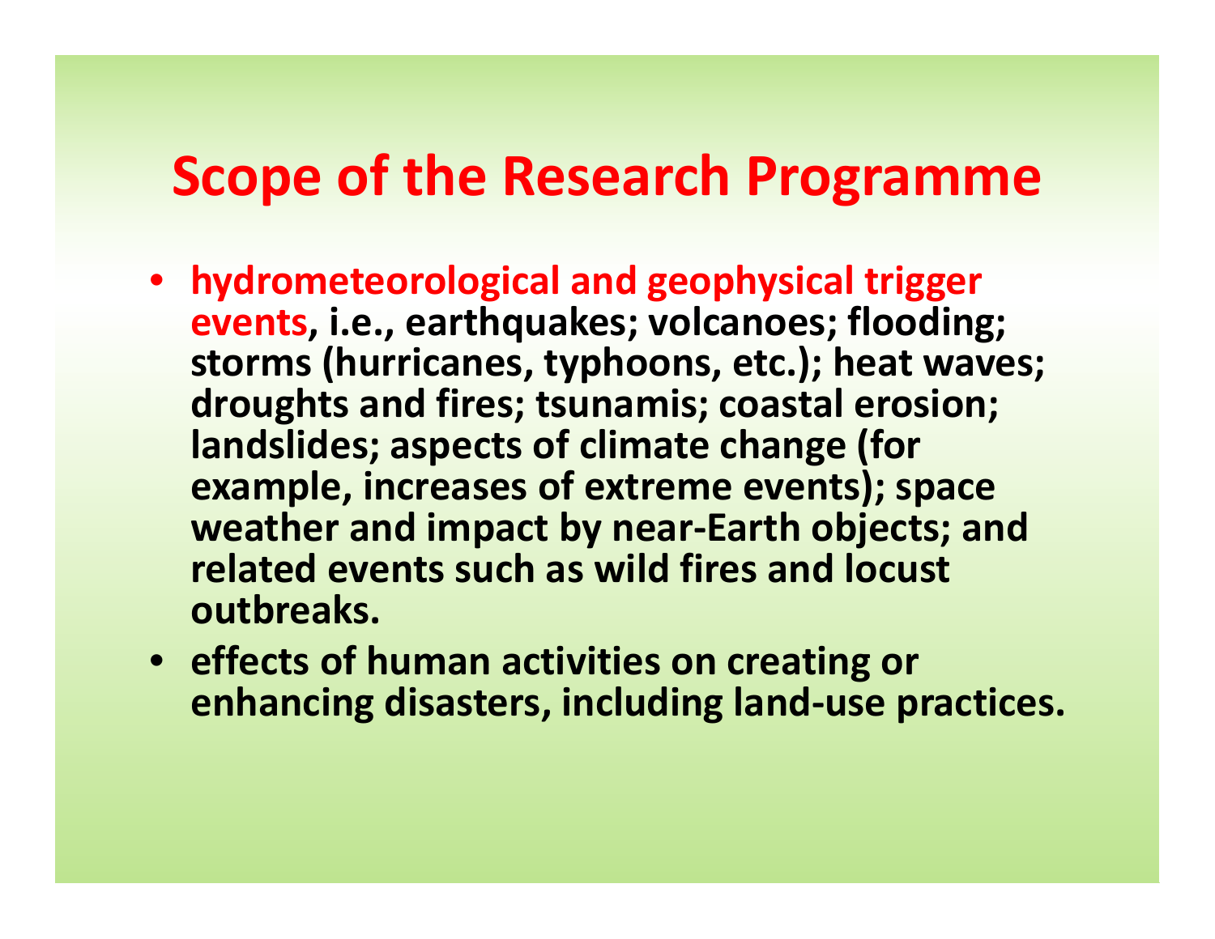# Scope of the Research Programme

- **hydrometeorological and geophysical trigger events, i.e., earthquakes; volcanoes; flooding; storms (hurricanes, typhoons, etc.); heat waves; droughts and fires; tsunamis; coastal erosion; landslides; aspects of climate change (for example, increases of extreme events); space weather and impact by near-Earth objects; and related events such as wild fires and locust outbreaks.**
- **effects of human activities on creating or enhancing disasters, including land-use practices.**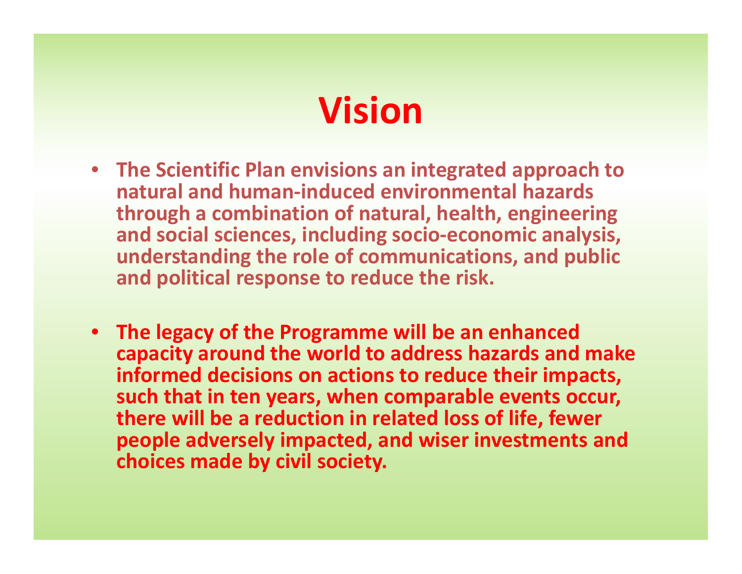# Vision

- **The Scientific Plan envisions an integrated approach to natural and human-induced environmental hazards through a combination of natural, health, engineering and social sciences, including socio-economic analysis, understanding the role of communications, and public and political response to reduce the risk.**

- **The legacy of the Programme will be an enhanced capacity around the world to address hazards and make informed decisions on actions to reduce their impacts, such that in ten years, when comparable events occur, there will be a reduction in related loss of life, fewer people adversely impacted, and wiser investments and choices made by civil society.**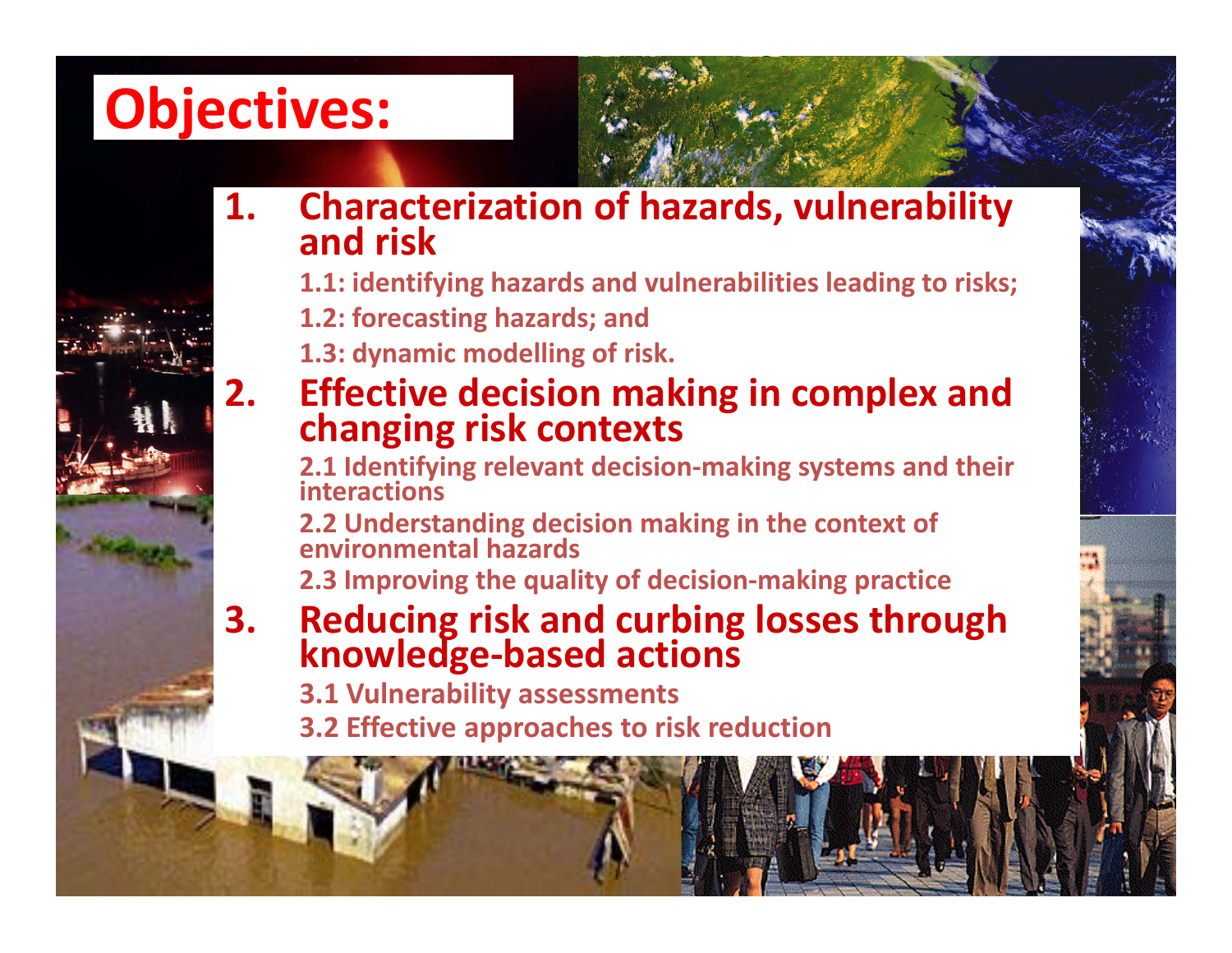# Objectives:

1. **Characterization of hazards, vulnerability and risk**
   - 1.1: identifying hazards and vulnerabilities leading to risks;
   - 1.2: forecasting hazards; and
   - 1.3: dynamic modelling of risk.
2. **Effective decision making in complex and changing risk contexts**
   - 2.1 Identifying relevant decision-making systems and their interactions
   - 2.2 Understanding decision making in the context of environmental hazards
   - 2.3 Improving the quality of decision-making practice
3. **Reducing risk and curbing losses through knowledge-based actions**
   - 3.1 Vulnerability assessments
   - 3.2 Effective approaches to risk reduction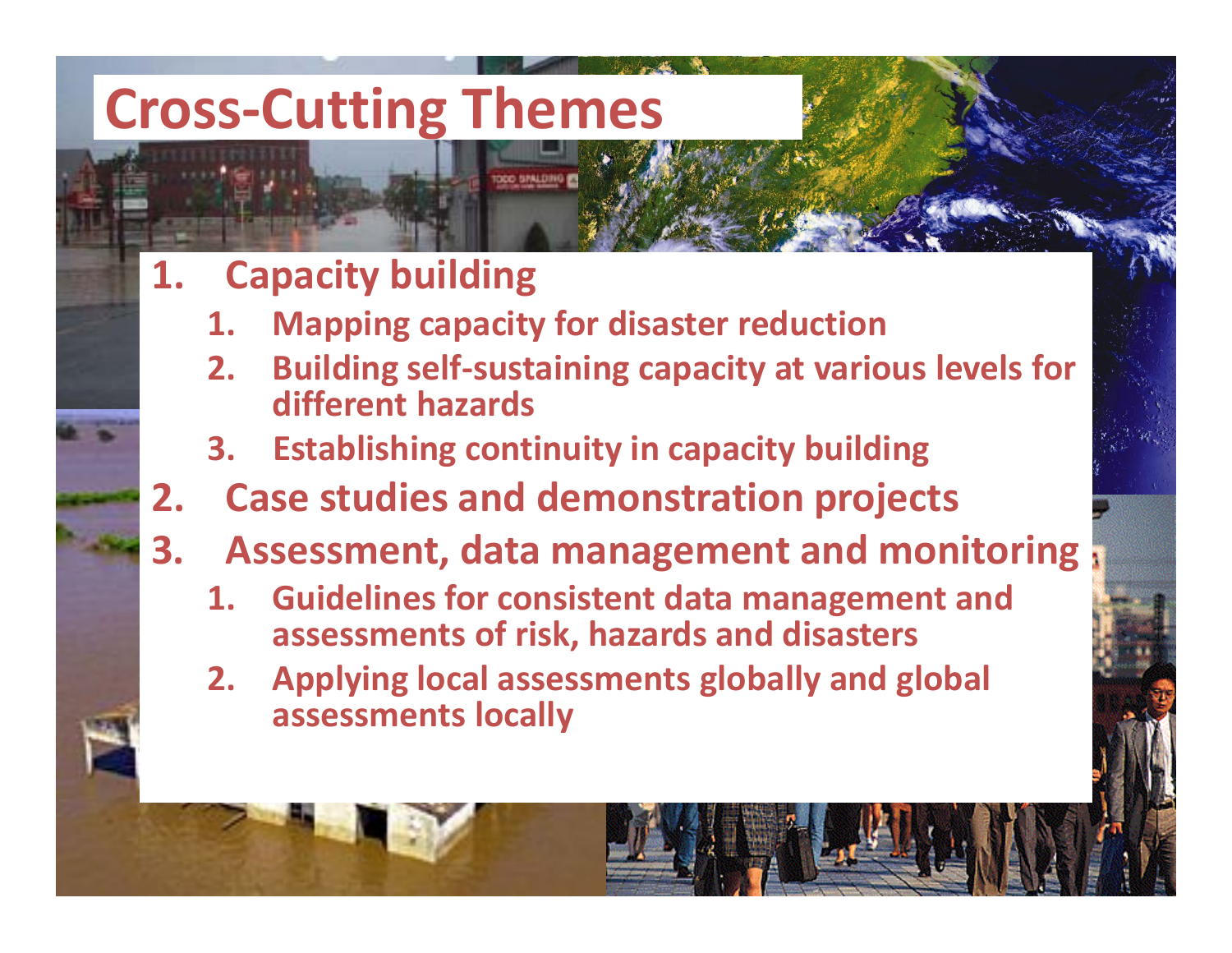# Cross-Cutting Themes

1. **Capacity building**
   1. **Mapping capacity for disaster reduction**
   2. **Building self-sustaining capacity at various levels for different hazards**
   3. **Establishing continuity in capacity building**
2. **Case studies and demonstration projects**
3. **Assessment, data management and monitoring**
   1. **Guidelines for consistent data management and assessments of risk, hazards and disasters**
   2. **Applying local assessments globally and global assessments locally**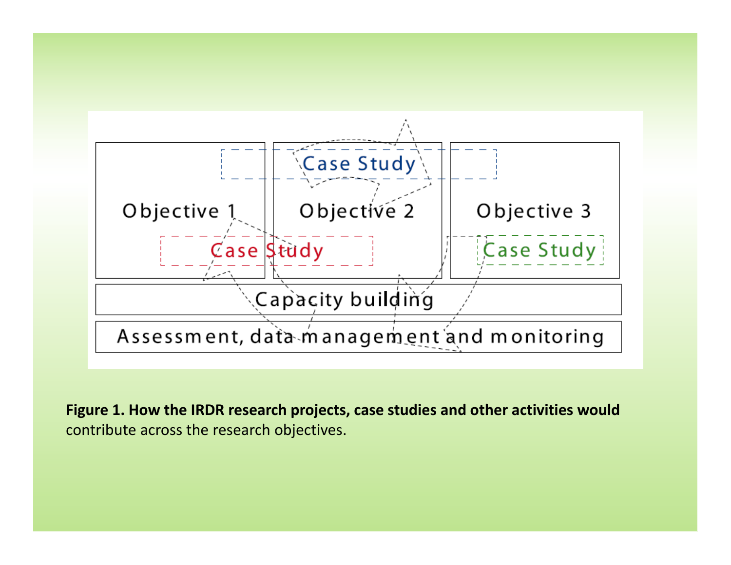**Figure 1. How the IRDR research projects, case studies and other activities would** contribute across the research objectives.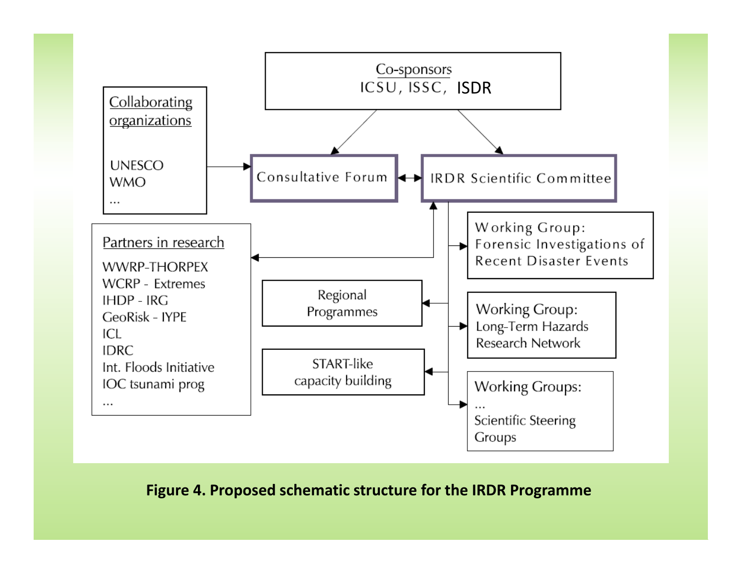Co-sponsors
ICSU, ISSC, ISDR

Collaborating organizations

UNESCO
WMO
...

Consultative Forum

IRDR Scientific Committee

Partners in research

WWRP-THORPEX
WCRP - Extremes
IHDP - IRG
GeoRisk - IYPE
ICL
IDRC
Int. Floods Initiative
IOC tsunami prog
...

Working Group:
Forensic Investigations of
Recent Disaster Events

Regional
Programmes

Working Group:
Long-Term Hazards
Research Network

START-like
capacity building

Working Groups:
...
Scientific Steering
Groups

**Figure 4. Proposed schematic structure for the IRDR Programme**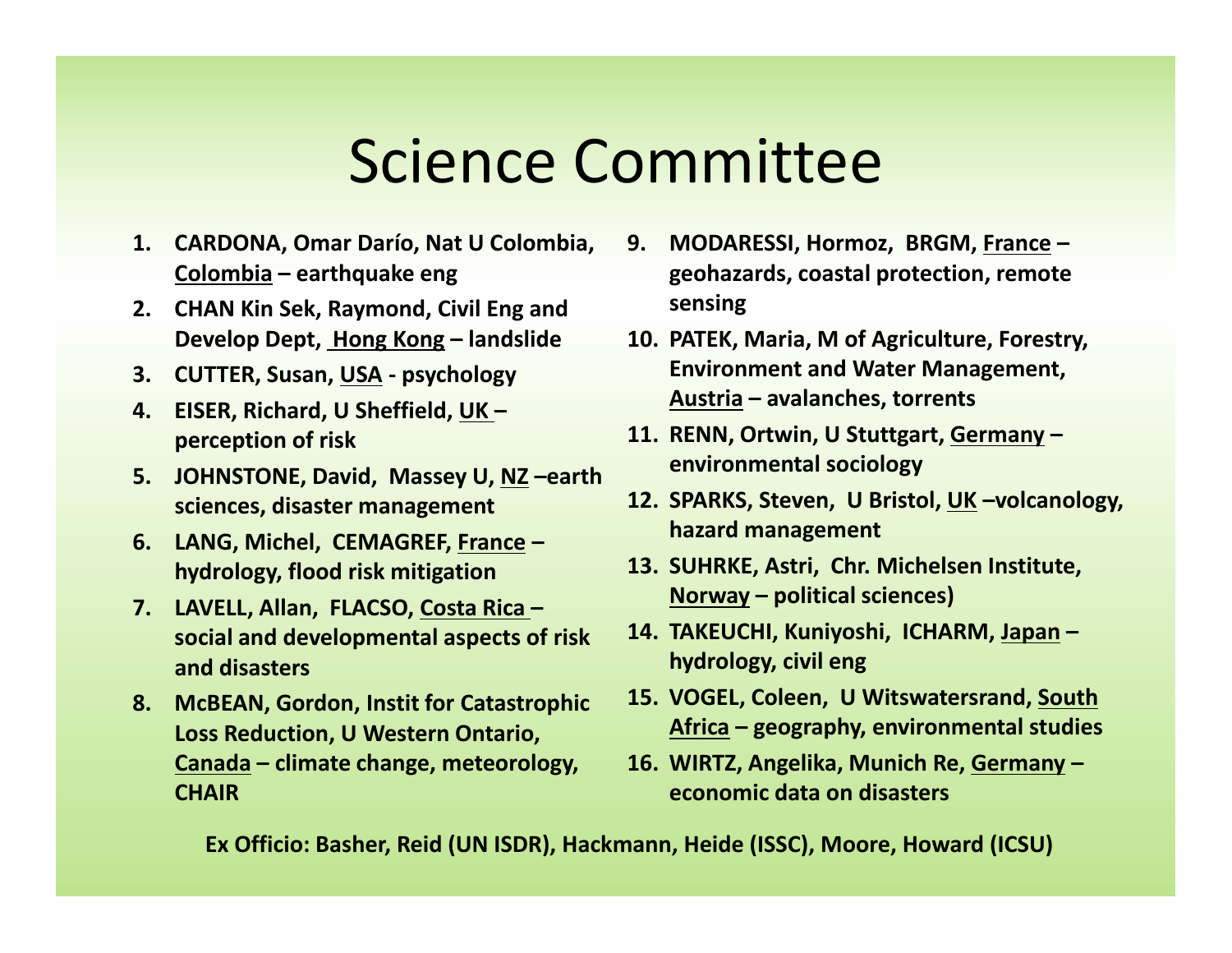# Science Committee

1. **CARDONA, Omar Darío, Nat U Colombia, Colombia – earthquake eng**
2. **CHAN Kin Sek, Raymond, Civil Eng and Develop Dept, Hong Kong – landslide**
3. **CUTTER, Susan, USA - psychology**
4. **EISER, Richard, U Sheffield, UK – perception of risk**
5. **JOHNSTONE, David, Massey U, NZ –earth sciences, disaster management**
6. **LANG, Michel, CEMAGREF, France – hydrology, flood risk mitigation**
7. **LAVELL, Allan, FLACSO, Costa Rica – social and developmental aspects of risk and disasters**
8. **McBEAN, Gordon, Instit for Catastrophic Loss Reduction, U Western Ontario, Canada – climate change, meteorology, CHAIR**
9. **MODARESSI, Hormoz, BRGM, France – geohazards, coastal protection, remote sensing**
10. **PATEK, Maria, M of Agriculture, Forestry, Environment and Water Management, Austria – avalanches, torrents**
11. **RENN, Ortwin, U Stuttgart, Germany – environmental sociology**
12. **SPARKS, Steven, U Bristol, UK –volcanology, hazard management**
13. **SUHRKE, Astri, Chr. Michelsen Institute, Norway – political sciences)**
14. **TAKEUCHI, Kuniyoshi, ICHARM, Japan – hydrology, civil eng**
15. **VOGEL, Coleen, U Witswatersrand, South Africa – geography, environmental studies**
16. **WIRTZ, Angelika, Munich Re, Germany – economic data on disasters**

**Ex Officio: Basher, Reid (UN ISDR), Hackmann, Heide (ISSC), Moore, Howard (ICSU)**